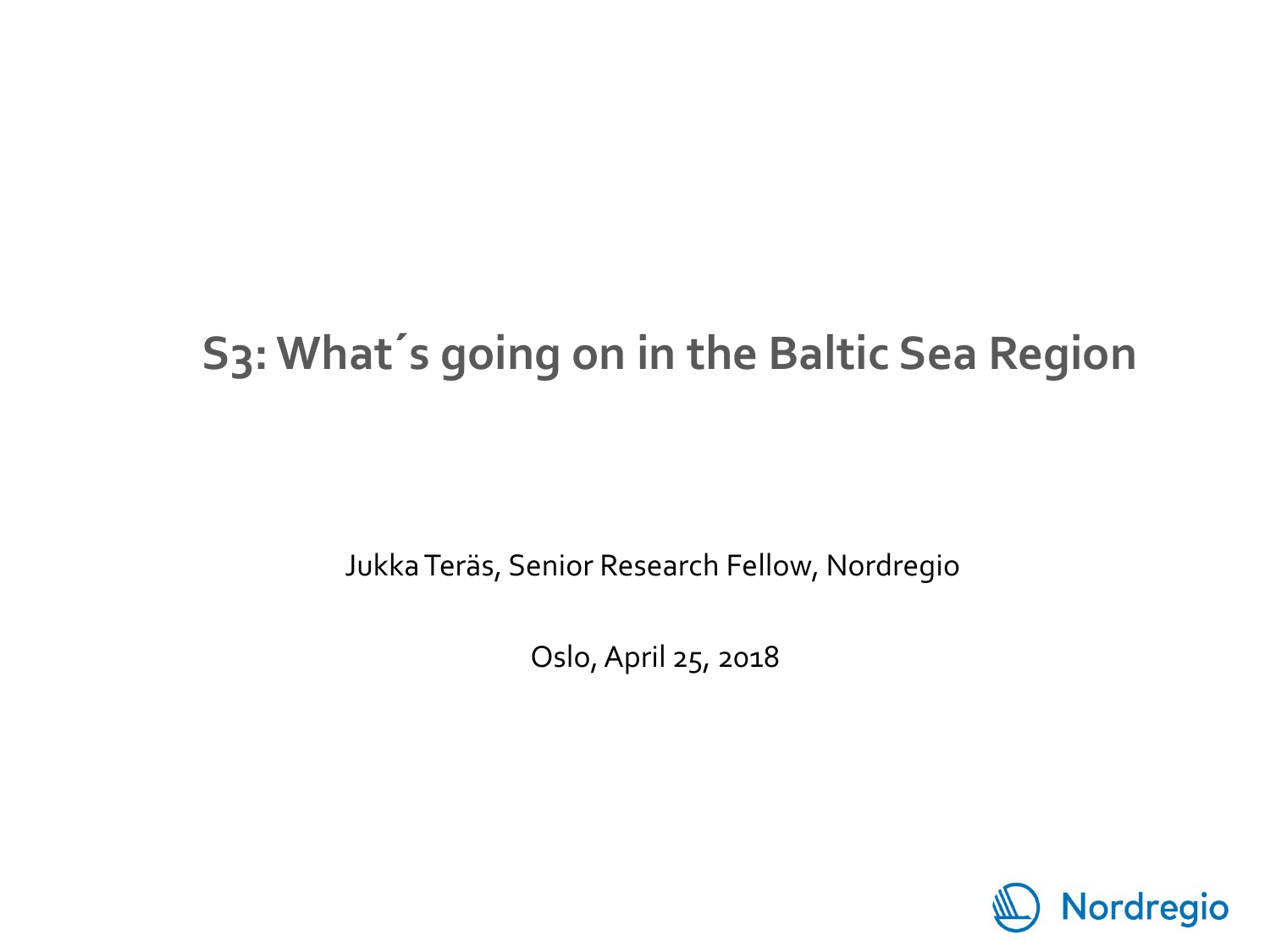# S3: What´s going on in the Baltic Sea Region

Jukka Teräs, Senior Research Fellow, Nordregio

Oslo, April 25, 2018

Nordregio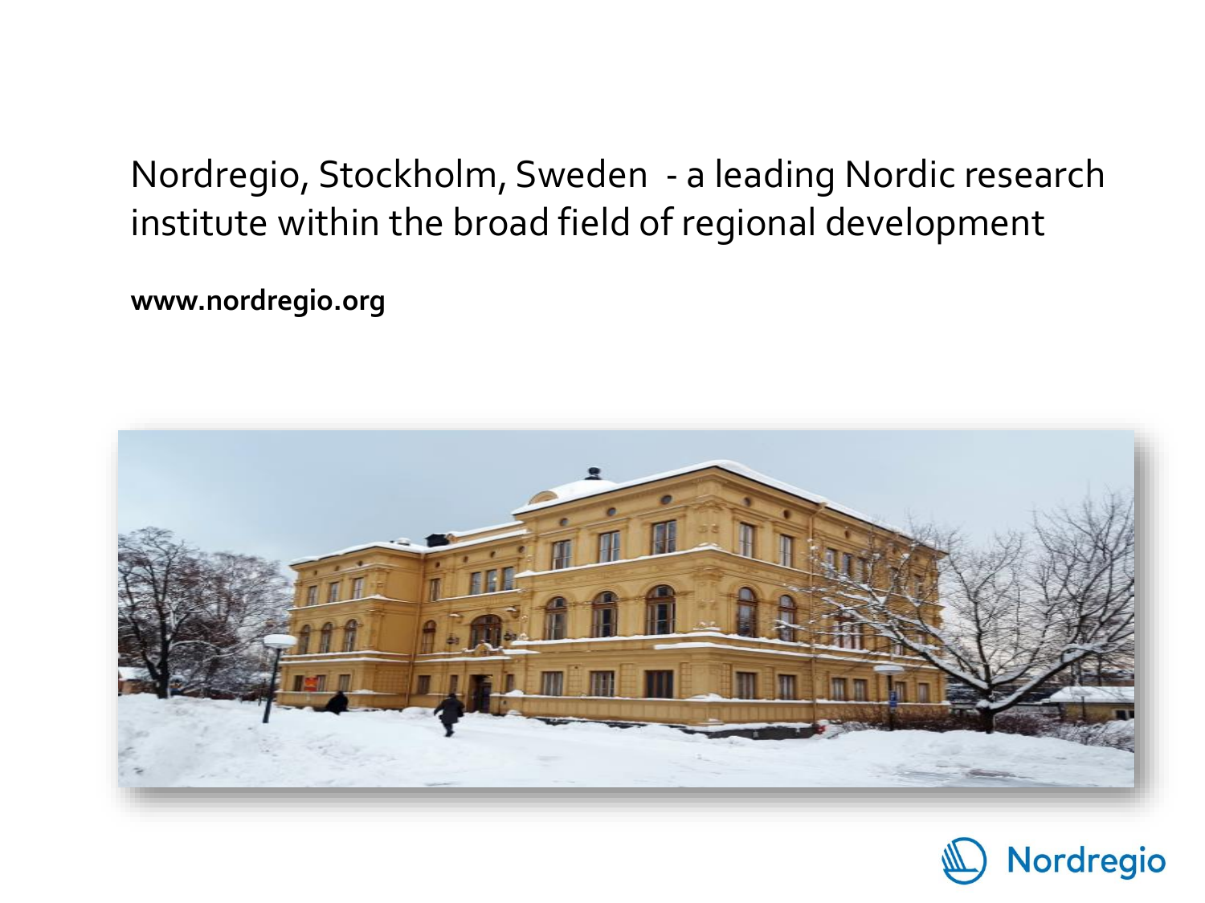Nordregio, Stockholm, Sweden - a leading Nordic research institute within the broad field of regional development

**www.nordregio.org**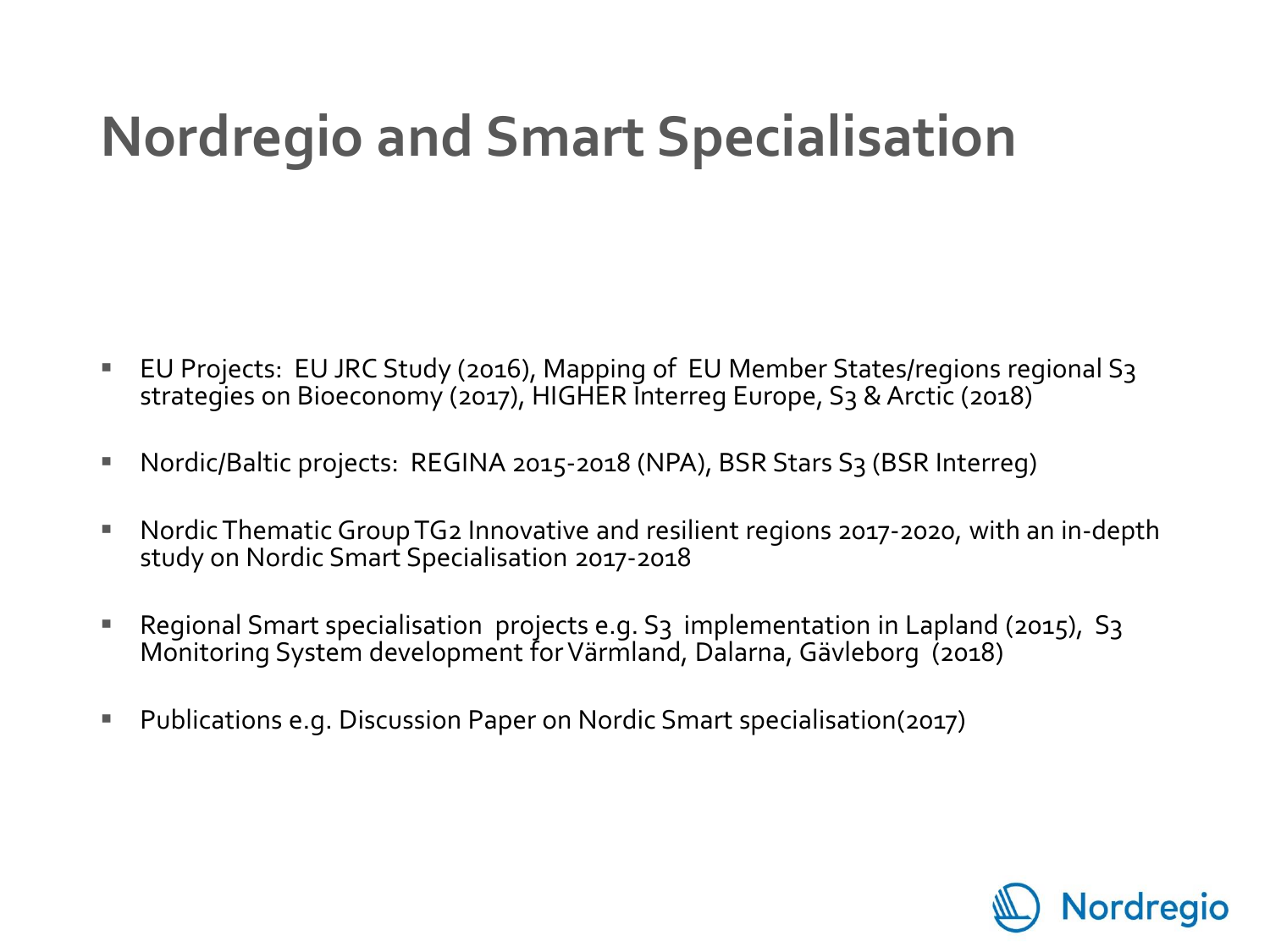# Nordregio and Smart Specialisation

- EU Projects: EU JRC Study (2016), Mapping of EU Member States/regions regional S3 strategies on Bioeconomy (2017), HIGHER Interreg Europe, S3 & Arctic (2018)
- Nordic/Baltic projects: REGINA 2015-2018 (NPA), BSR Stars S3 (BSR Interreg)
- Nordic Thematic Group TG2 Innovative and resilient regions 2017-2020, with an in-depth study on Nordic Smart Specialisation 2017-2018
- Regional Smart specialisation projects e.g. S3 implementation in Lapland (2015), S3 Monitoring System development for Värmland, Dalarna, Gävleborg (2018)
- Publications e.g. Discussion Paper on Nordic Smart specialisation(2017)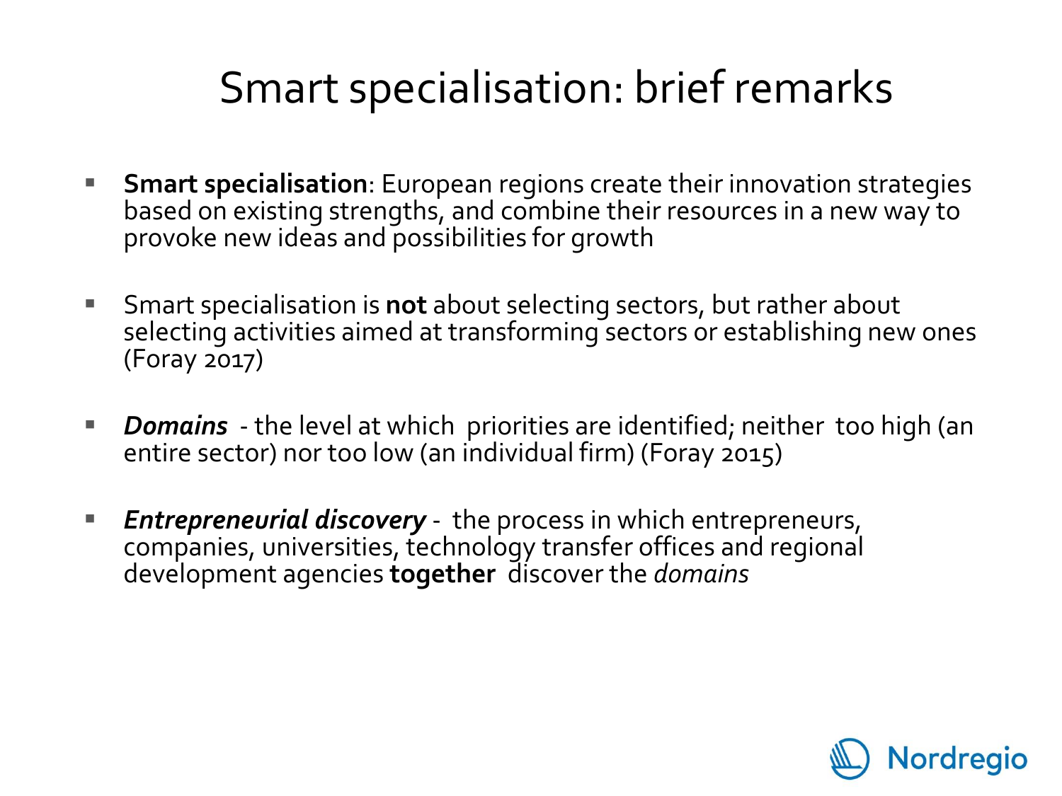# Smart specialisation: brief remarks

- **Smart specialisation**: European regions create their innovation strategies based on existing strengths, and combine their resources in a new way to provoke new ideas and possibilities for growth

- Smart specialisation is **not** about selecting sectors, but rather about selecting activities aimed at transforming sectors or establishing new ones (Foray 2017)

- ***Domains*** - the level at which priorities are identified; neither too high (an entire sector) nor too low (an individual firm) (Foray 2015)

- ***Entrepreneurial discovery*** - the process in which entrepreneurs, companies, universities, technology transfer offices and regional development agencies **together** discover the *domains*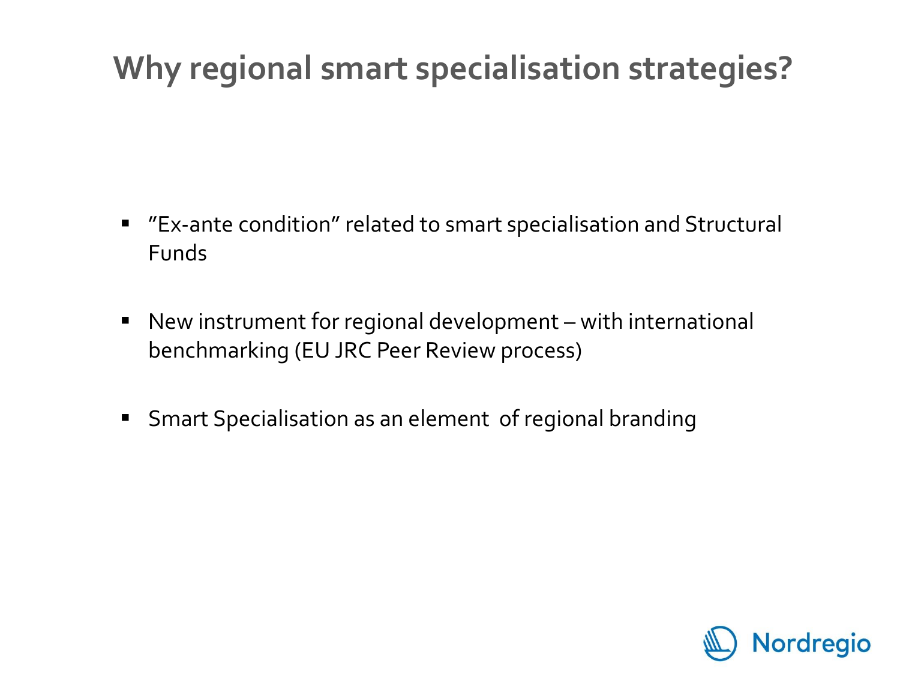# Why regional smart specialisation strategies?

- ”Ex-ante condition” related to smart specialisation and Structural Funds
- New instrument for regional development – with international benchmarking (EU JRC Peer Review process)
- Smart Specialisation as an element of regional branding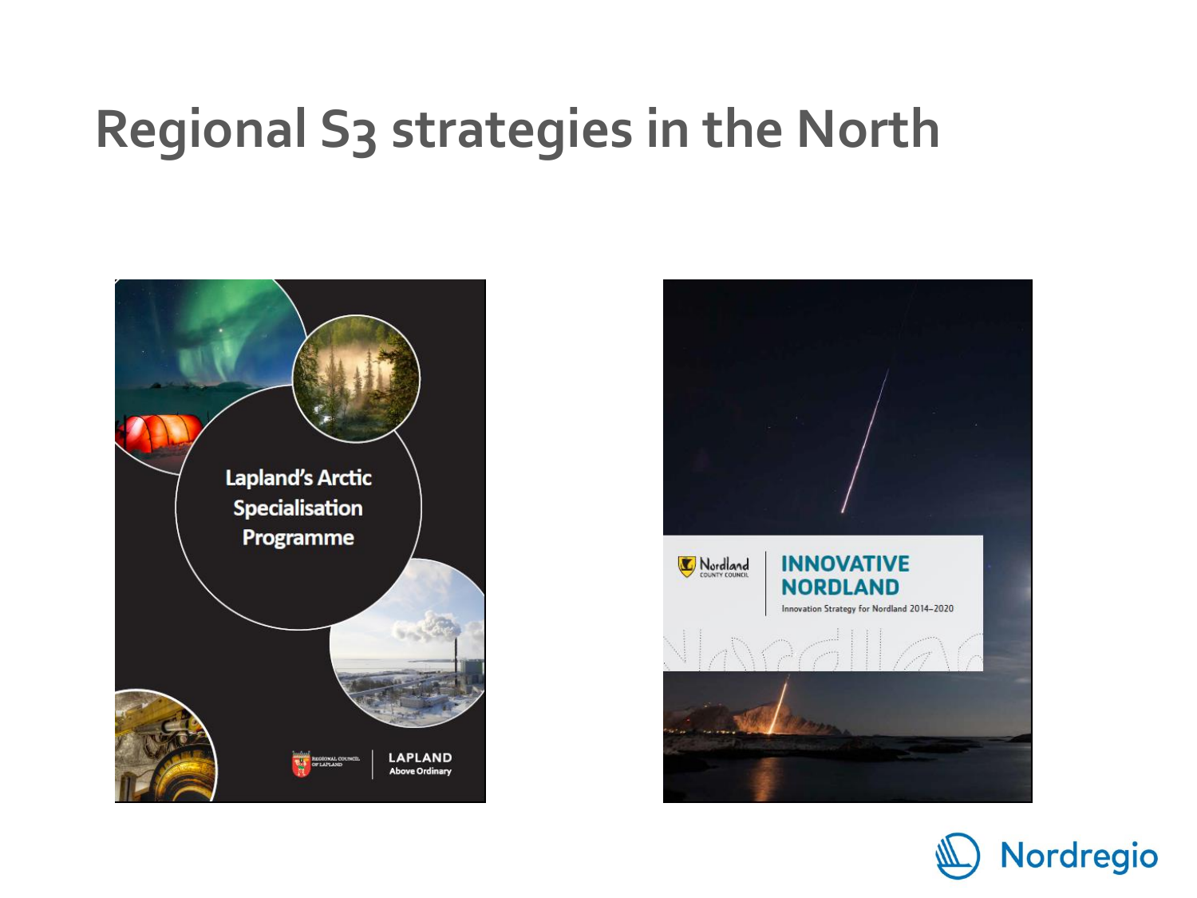# Regional S3 strategies in the North

Lapland's Arctic Specialisation Programme

REGIONAL COUNCIL OF LAPLAND | LAPLAND Above Ordinary

Nordland COUNTY COUNCIL | INNOVATIVE NORDLAND

Innovation Strategy for Nordland 2014–2020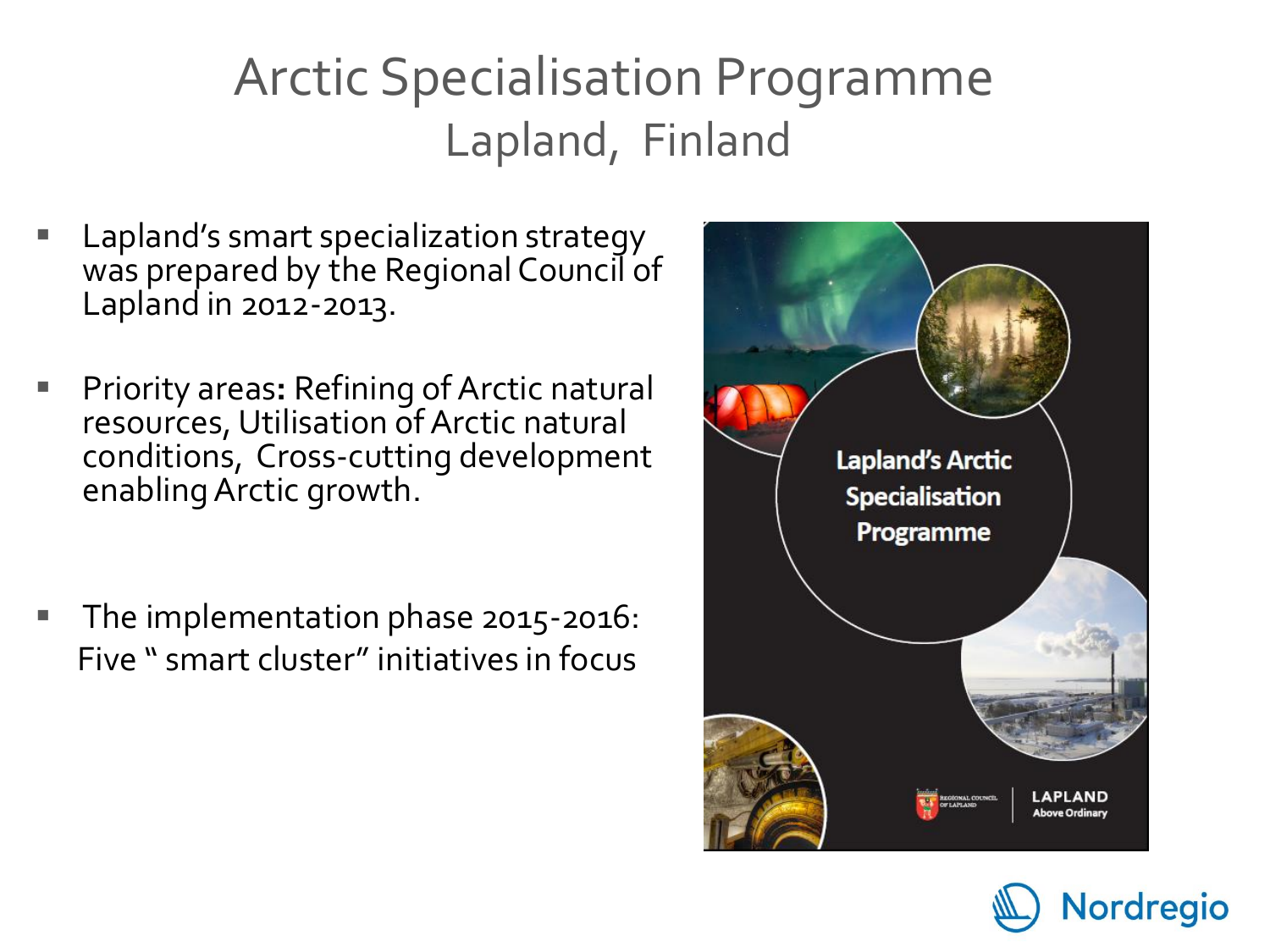# Arctic Specialisation Programme
## Lapland, Finland

- Lapland's smart specialization strategy was prepared by the Regional Council of Lapland in 2012-2013.
- Priority areas: Refining of Arctic natural resources, Utilisation of Arctic natural conditions, Cross-cutting development enabling Arctic growth.
- The implementation phase 2015-2016: Five " smart cluster" initiatives in focus

Lapland's Arctic Specialisation Programme

REGIONAL COUNCIL OF LAPLAND | LAPLAND Above Ordinary

Nordregio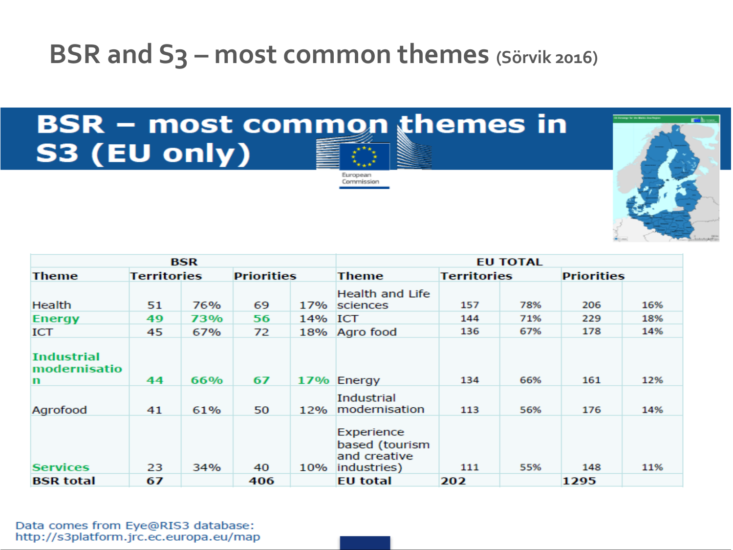# BSR and S3 – most common themes (Sörvik 2016)

## BSR – most common themes in S3 (EU only)

European Commission

| BSR | | | | | EU TOTAL | | | | |
|---|---|---|---|---|---|---|---|---|---|
| Theme | Territories | | Priorities | | Theme | Territories | | Priorities | |
| Health | 51 | 76% | 69 | 17% | Health and Life sciences | 157 | 78% | 206 | 16% |
| Energy | 49 | 73% | 56 | 14% | ICT | 144 | 71% | 229 | 18% |
| ICT | 45 | 67% | 72 | 18% | Agro food | 136 | 67% | 178 | 14% |
| Industrial modernisation | 44 | 66% | 67 | 17% | Energy | 134 | 66% | 161 | 12% |
| Agrofood | 41 | 61% | 50 | 12% | Industrial modernisation | 113 | 56% | 176 | 14% |
| Services | 23 | 34% | 40 | 10% | Experience based (tourism and creative industries) | 111 | 55% | 148 | 11% |
| **BSR total** | **67** | | **406** | | **EU total** | **202** | | **1295** | |

Data comes from Eye@RIS3 database: http://s3platform.jrc.ec.europa.eu/map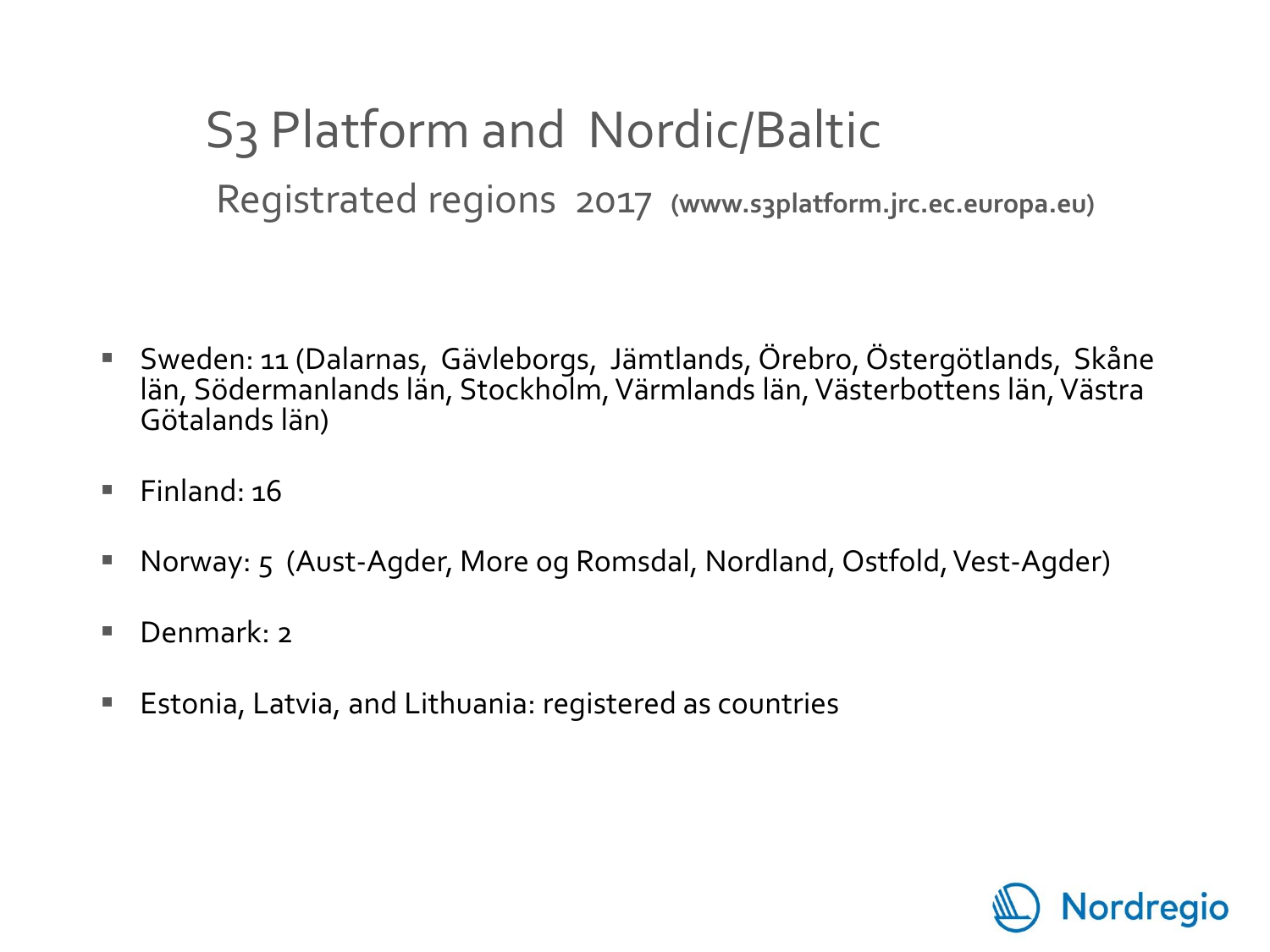# S3 Platform and Nordic/Baltic

## Registrated regions 2017 **(www.s3platform.jrc.ec.europa.eu)**

- Sweden: 11 (Dalarnas, Gävleborgs, Jämtlands, Örebro, Östergötlands, Skåne län, Södermanlands län, Stockholm, Värmlands län, Västerbottens län, Västra Götalands län)
- Finland: 16
- Norway: 5 (Aust-Agder, More og Romsdal, Nordland, Ostfold, Vest-Agder)
- Denmark: 2
- Estonia, Latvia, and Lithuania: registered as countries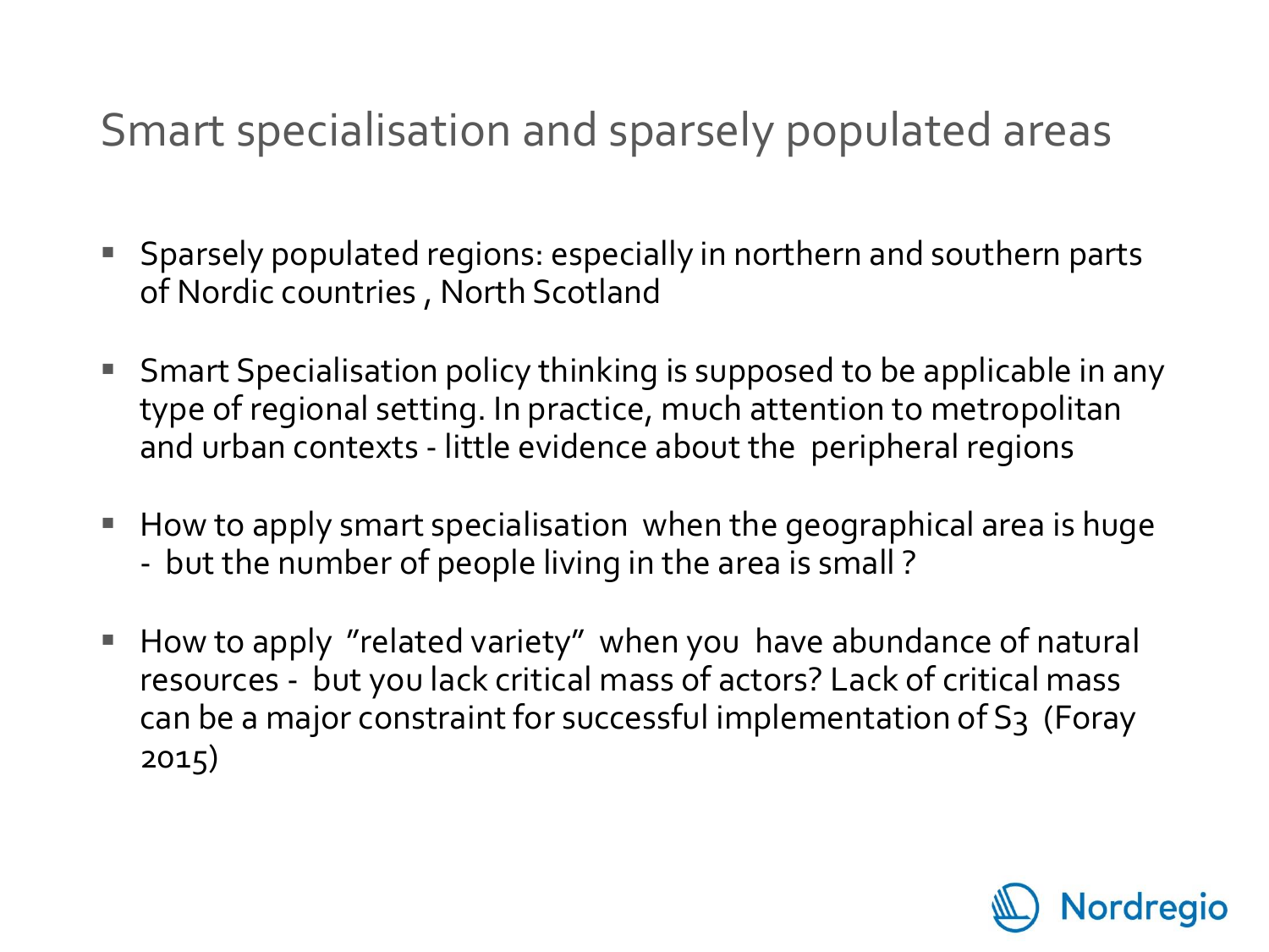# Smart specialisation and sparsely populated areas

- Sparsely populated regions: especially in northern and southern parts of Nordic countries , North Scotland
- Smart Specialisation policy thinking is supposed to be applicable in any type of regional setting. In practice, much attention to metropolitan and urban contexts - little evidence about the peripheral regions
- How to apply smart specialisation when the geographical area is huge - but the number of people living in the area is small ?
- How to apply "related variety" when you have abundance of natural resources - but you lack critical mass of actors? Lack of critical mass can be a major constraint for successful implementation of S3 (Foray 2015)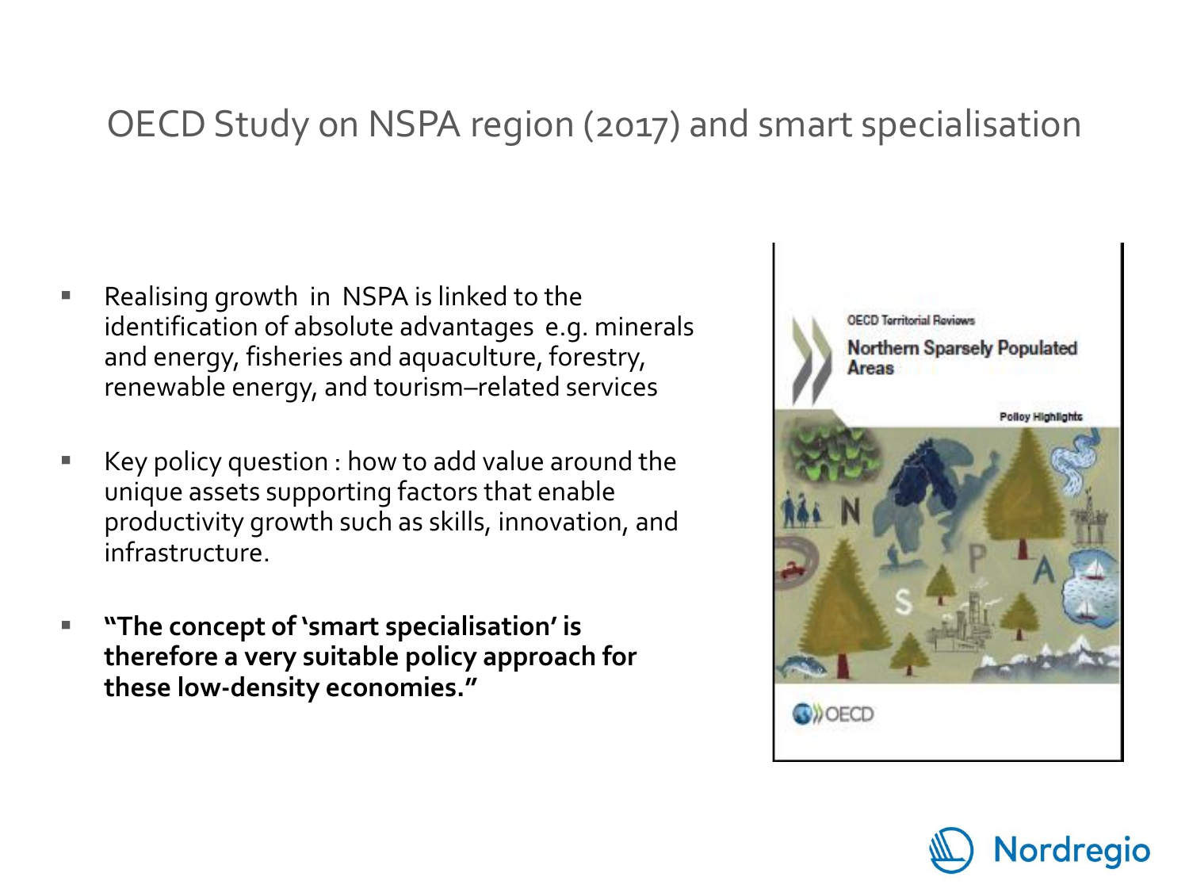# OECD Study on NSPA region (2017) and smart specialisation

- Realising growth in NSPA is linked to the identification of absolute advantages e.g. minerals and energy, fisheries and aquaculture, forestry, renewable energy, and tourism–related services
- Key policy question : how to add value around the unique assets supporting factors that enable productivity growth such as skills, innovation, and infrastructure.
- **"The concept of 'smart specialisation' is therefore a very suitable policy approach for these low-density economies."**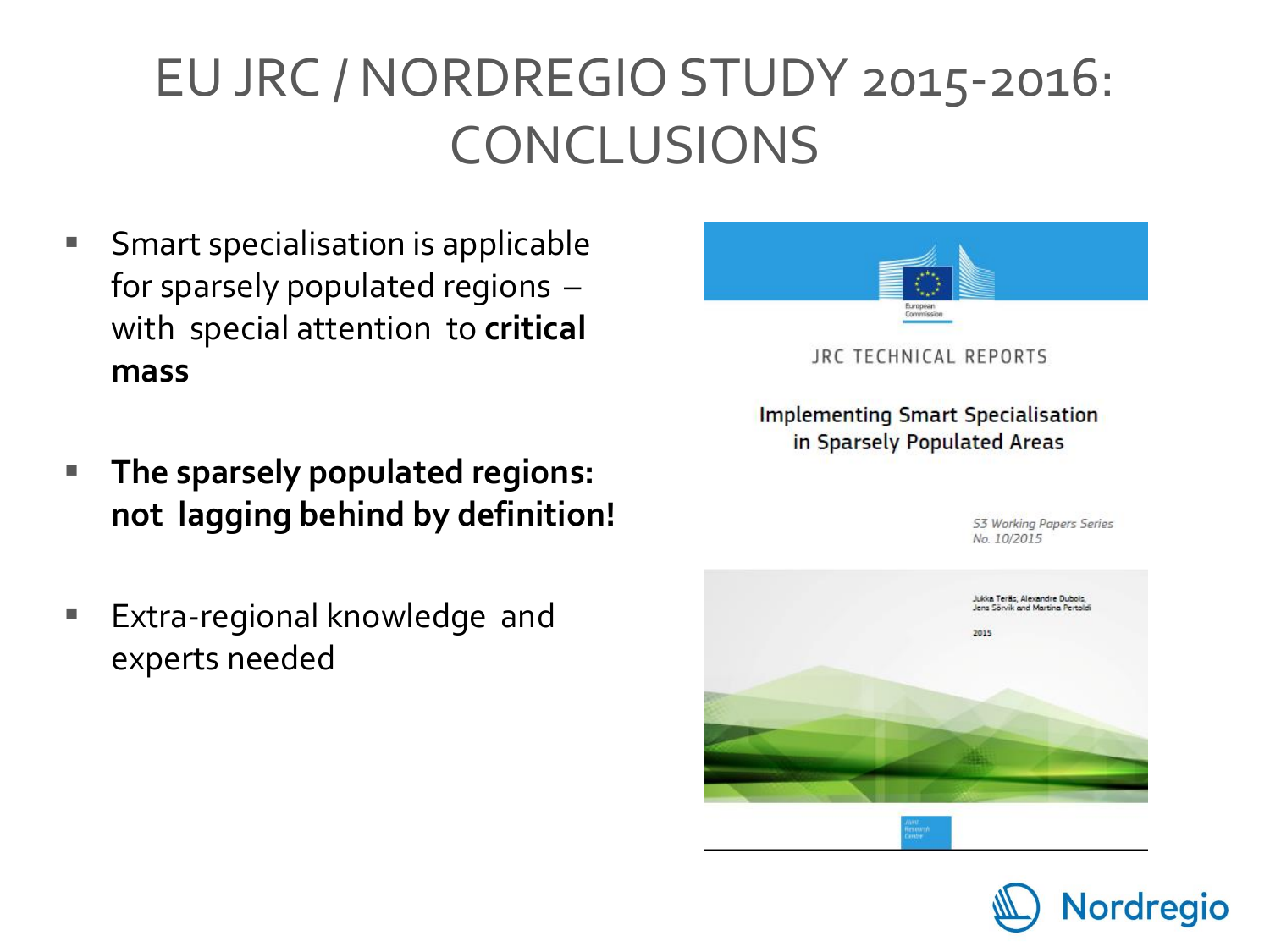# EU JRC / NORDREGIO STUDY 2015-2016: CONCLUSIONS

- Smart specialisation is applicable for sparsely populated regions – with special attention to **critical mass**
- **The sparsely populated regions: not lagging behind by definition!**
- Extra-regional knowledge and experts needed

JRC TECHNICAL REPORTS

Implementing Smart Specialisation in Sparsely Populated Areas

*S3 Working Papers Series No. 10/2015*

Jukka Teräs, Alexandre Dubois, Jens Sörvik and Martina Pertoldi

2015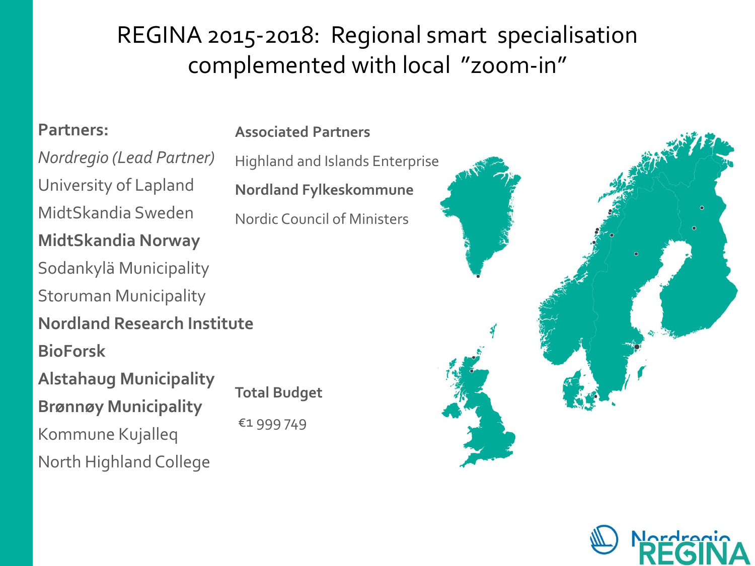# REGINA 2015-2018: Regional smart specialisation complemented with local "zoom-in"

**Partners:**

*Nordregio (Lead Partner)*

University of Lapland

MidtSkandia Sweden

**MidtSkandia Norway**

Sodankylä Municipality

Storuman Municipality

**Nordland Research Institute**

**BioForsk**

**Alstahaug Municipality**

**Brønnøy Municipality**

Kommune Kujalleq

North Highland College

**Associated Partners**

Highland and Islands Enterprise

**Nordland Fylkeskommune**

Nordic Council of Ministers

**Total Budget**

€1 999 749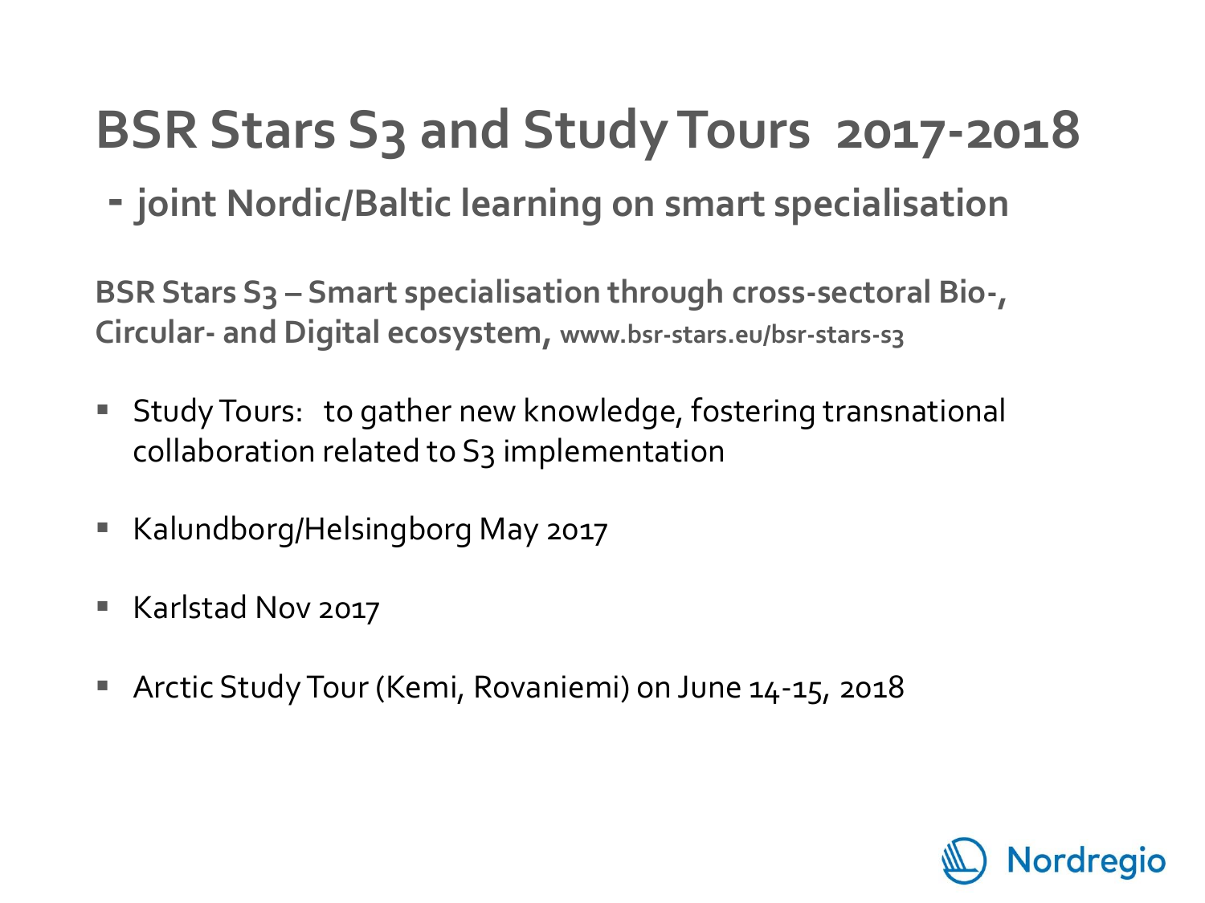# BSR Stars S3 and Study Tours 2017-2018

## - joint Nordic/Baltic learning on smart specialisation

**BSR Stars S3 – Smart specialisation through cross-sectoral Bio-, Circular- and Digital ecosystem,** **www.bsr-stars.eu/bsr-stars-s3**

- Study Tours: to gather new knowledge, fostering transnational collaboration related to S3 implementation
- Kalundborg/Helsingborg May 2017
- Karlstad Nov 2017
- Arctic Study Tour (Kemi, Rovaniemi) on June 14-15, 2018

Nordregio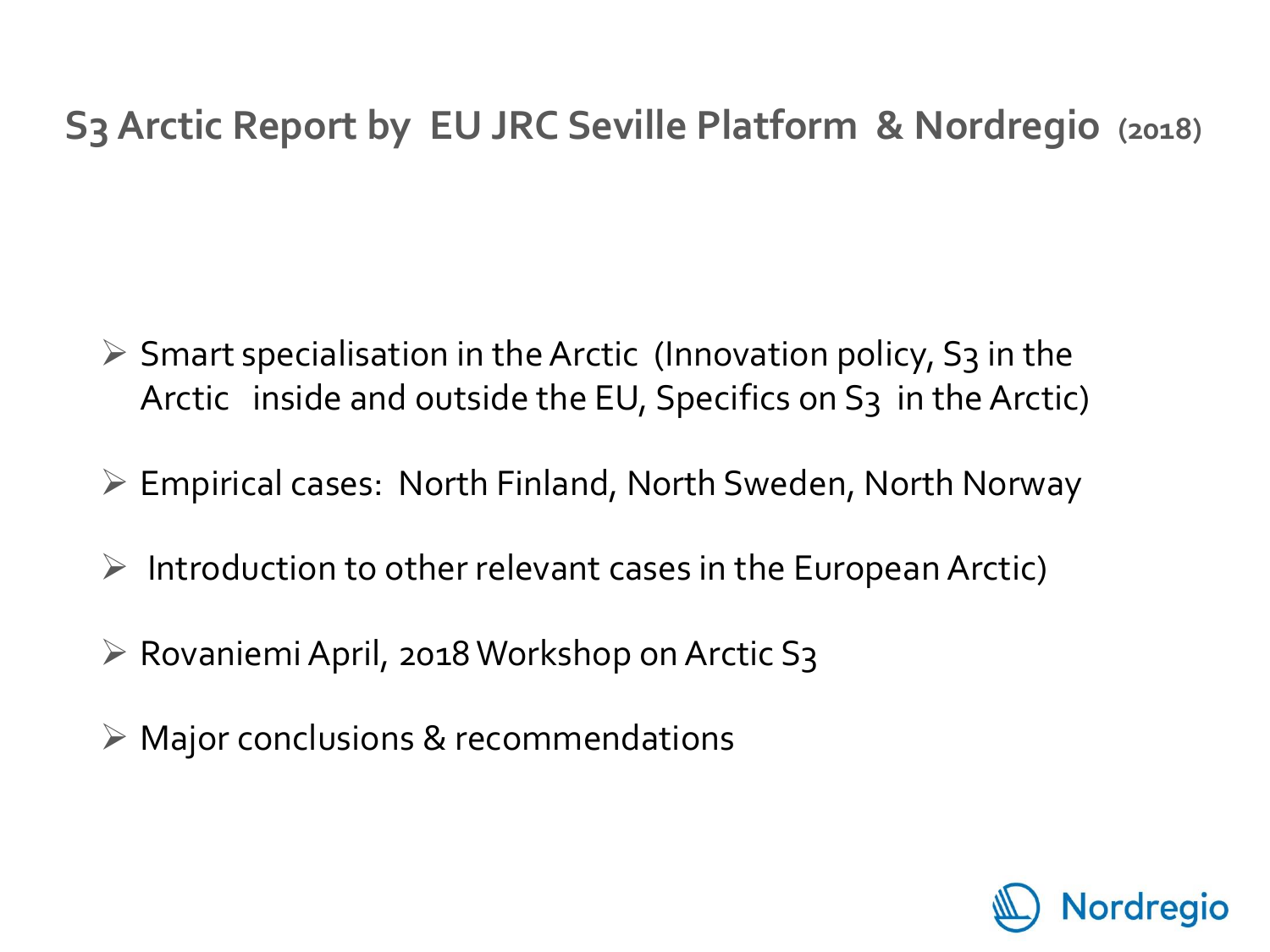## S3 Arctic Report by EU JRC Seville Platform & Nordregio (2018)

- Smart specialisation in the Arctic (Innovation policy, S3 in the Arctic inside and outside the EU, Specifics on S3 in the Arctic)
- Empirical cases: North Finland, North Sweden, North Norway
- Introduction to other relevant cases in the European Arctic)
- Rovaniemi April, 2018 Workshop on Arctic S3
- Major conclusions & recommendations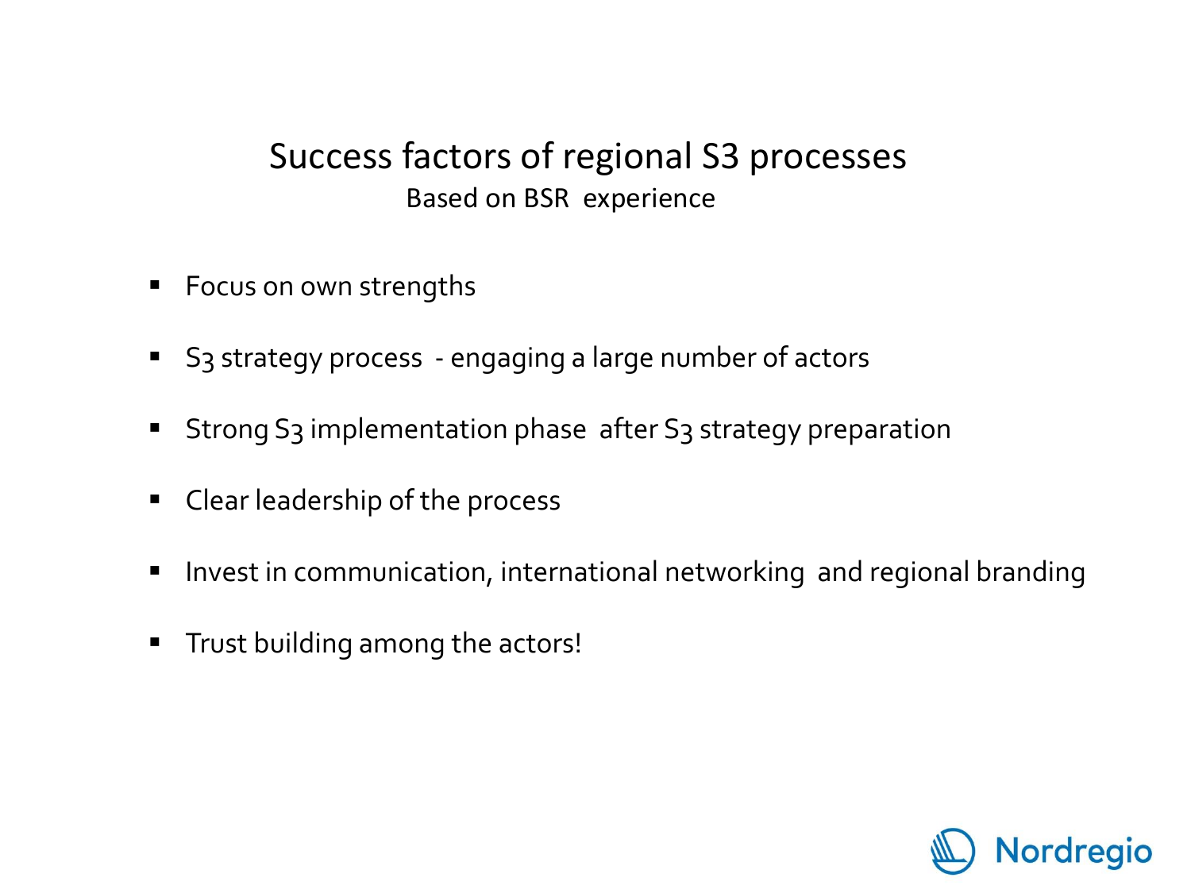# Success factors of regional S3 processes

Based on BSR experience

- Focus on own strengths
- S3 strategy process - engaging a large number of actors
- Strong S3 implementation phase after S3 strategy preparation
- Clear leadership of the process
- Invest in communication, international networking and regional branding
- Trust building among the actors!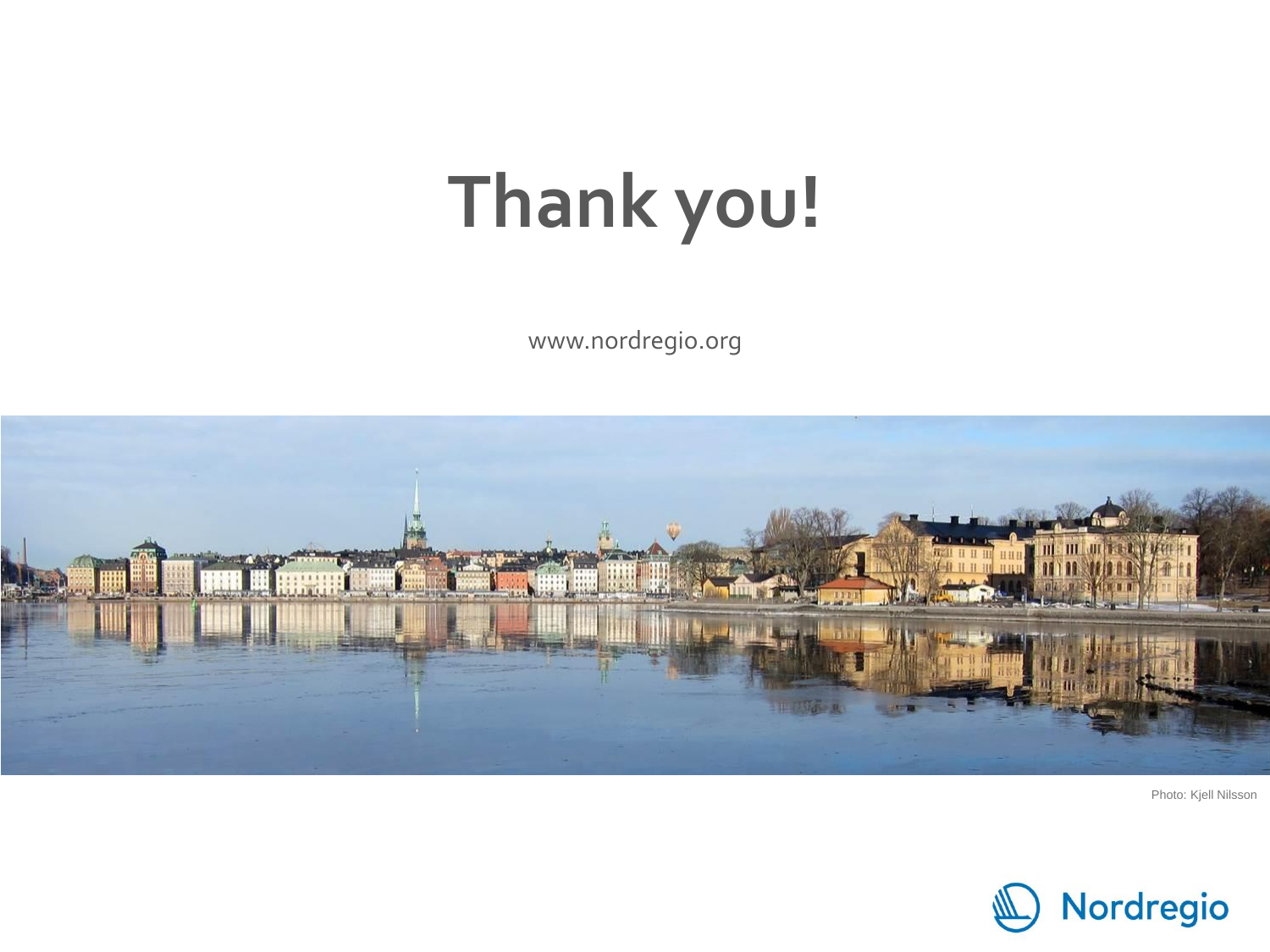# Thank you!

www.nordregio.org

Photo: Kjell Nilsson

Nordregio